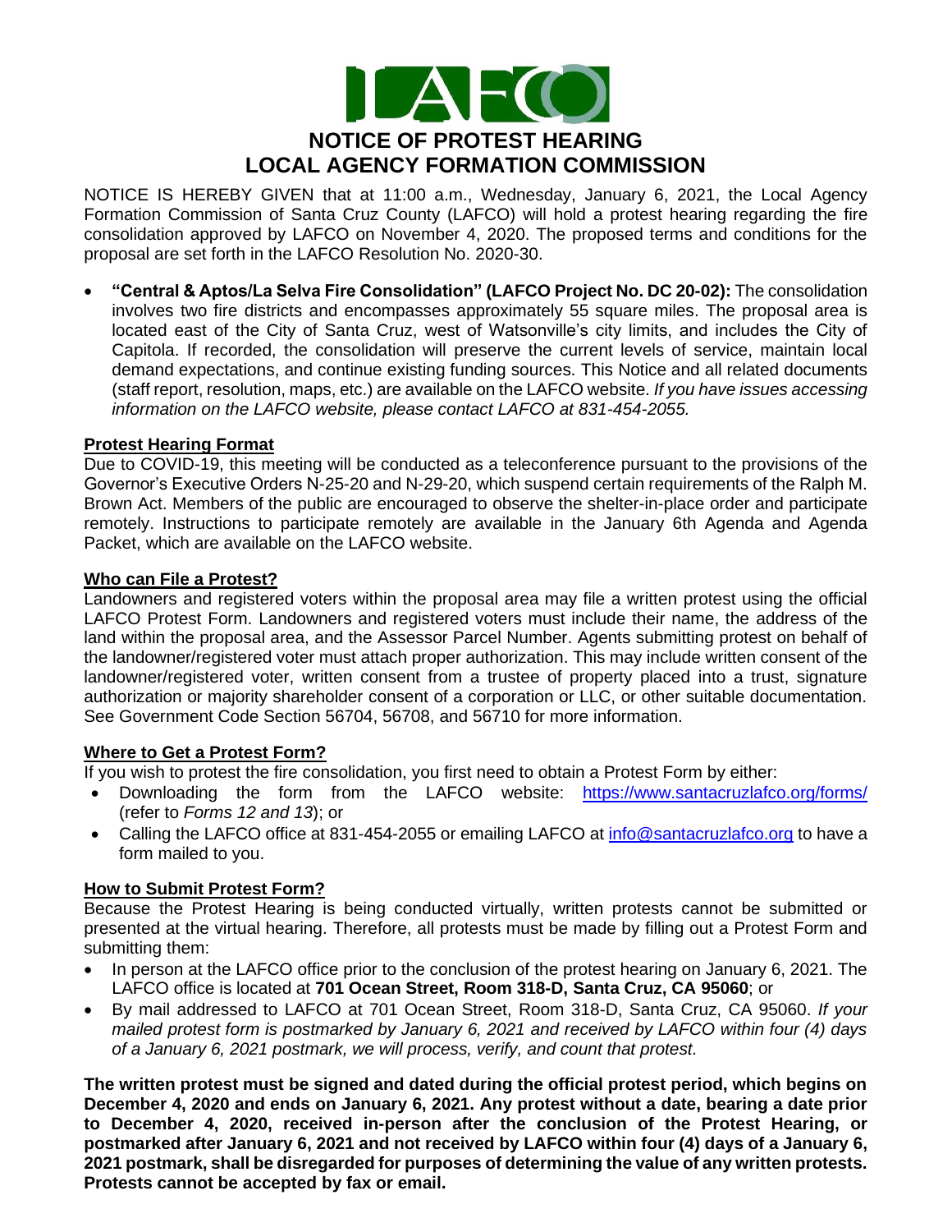LAFCO

# NOTICE OF PROTEST HEARING
# LOCAL AGENCY FORMATION COMMISSION

NOTICE IS HEREBY GIVEN that at 11:00 a.m., Wednesday, January 6, 2021, the Local Agency Formation Commission of Santa Cruz County (LAFCO) will hold a protest hearing regarding the fire consolidation approved by LAFCO on November 4, 2020. The proposed terms and conditions for the proposal are set forth in the LAFCO Resolution No. 2020-30.

- **"Central & Aptos/La Selva Fire Consolidation" (LAFCO Project No. DC 20-02):** The consolidation involves two fire districts and encompasses approximately 55 square miles. The proposal area is located east of the City of Santa Cruz, west of Watsonville's city limits, and includes the City of Capitola. If recorded, the consolidation will preserve the current levels of service, maintain local demand expectations, and continue existing funding sources. This Notice and all related documents (staff report, resolution, maps, etc.) are available on the LAFCO website. *If you have issues accessing information on the LAFCO website, please contact LAFCO at 831-454-2055.*

## Protest Hearing Format

Due to COVID-19, this meeting will be conducted as a teleconference pursuant to the provisions of the Governor's Executive Orders N-25-20 and N-29-20, which suspend certain requirements of the Ralph M. Brown Act. Members of the public are encouraged to observe the shelter-in-place order and participate remotely. Instructions to participate remotely are available in the January 6th Agenda and Agenda Packet, which are available on the LAFCO website.

## Who can File a Protest?

Landowners and registered voters within the proposal area may file a written protest using the official LAFCO Protest Form. Landowners and registered voters must include their name, the address of the land within the proposal area, and the Assessor Parcel Number. Agents submitting protest on behalf of the landowner/registered voter must attach proper authorization. This may include written consent of the landowner/registered voter, written consent from a trustee of property placed into a trust, signature authorization or majority shareholder consent of a corporation or LLC, or other suitable documentation. See Government Code Section 56704, 56708, and 56710 for more information.

## Where to Get a Protest Form?

If you wish to protest the fire consolidation, you first need to obtain a Protest Form by either:

- Downloading the form from the LAFCO website: https://www.santacruzlafco.org/forms/ (refer to *Forms 12 and 13*); or
- Calling the LAFCO office at 831-454-2055 or emailing LAFCO at info@santacruzlafco.org to have a form mailed to you.

## How to Submit Protest Form?

Because the Protest Hearing is being conducted virtually, written protests cannot be submitted or presented at the virtual hearing. Therefore, all protests must be made by filling out a Protest Form and submitting them:

- In person at the LAFCO office prior to the conclusion of the protest hearing on January 6, 2021. The LAFCO office is located at **701 Ocean Street, Room 318-D, Santa Cruz, CA 95060**; or
- By mail addressed to LAFCO at 701 Ocean Street, Room 318-D, Santa Cruz, CA 95060. *If your mailed protest form is postmarked by January 6, 2021 and received by LAFCO within four (4) days of a January 6, 2021 postmark, we will process, verify, and count that protest.*

**The written protest must be signed and dated during the official protest period, which begins on December 4, 2020 and ends on January 6, 2021. Any protest without a date, bearing a date prior to December 4, 2020, received in-person after the conclusion of the Protest Hearing, or postmarked after January 6, 2021 and not received by LAFCO within four (4) days of a January 6, 2021 postmark, shall be disregarded for purposes of determining the value of any written protests. Protests cannot be accepted by fax or email.**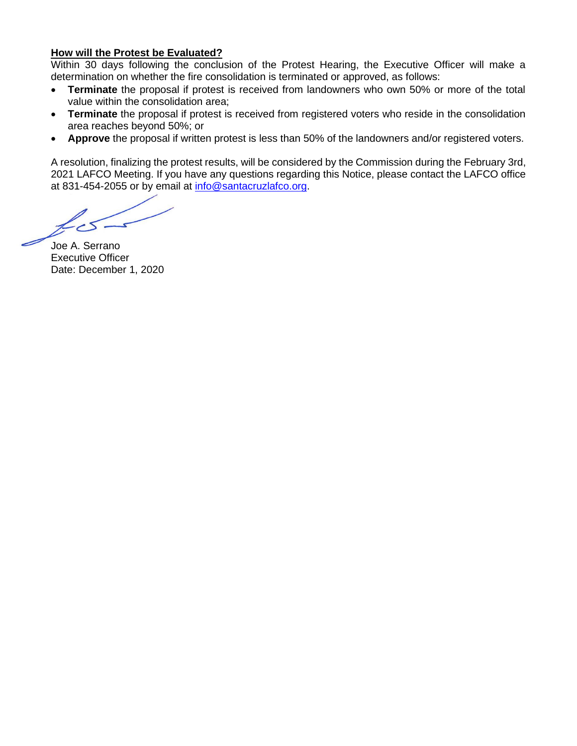**How will the Protest be Evaluated?**

Within 30 days following the conclusion of the Protest Hearing, the Executive Officer will make a determination on whether the fire consolidation is terminated or approved, as follows:

- **Terminate** the proposal if protest is received from landowners who own 50% or more of the total value within the consolidation area;
- **Terminate** the proposal if protest is received from registered voters who reside in the consolidation area reaches beyond 50%; or
- **Approve** the proposal if written protest is less than 50% of the landowners and/or registered voters.

A resolution, finalizing the protest results, will be considered by the Commission during the February 3rd, 2021 LAFCO Meeting. If you have any questions regarding this Notice, please contact the LAFCO office at 831-454-2055 or by email at info@santacruzlafco.org.

Joe A. Serrano
Executive Officer
Date: December 1, 2020